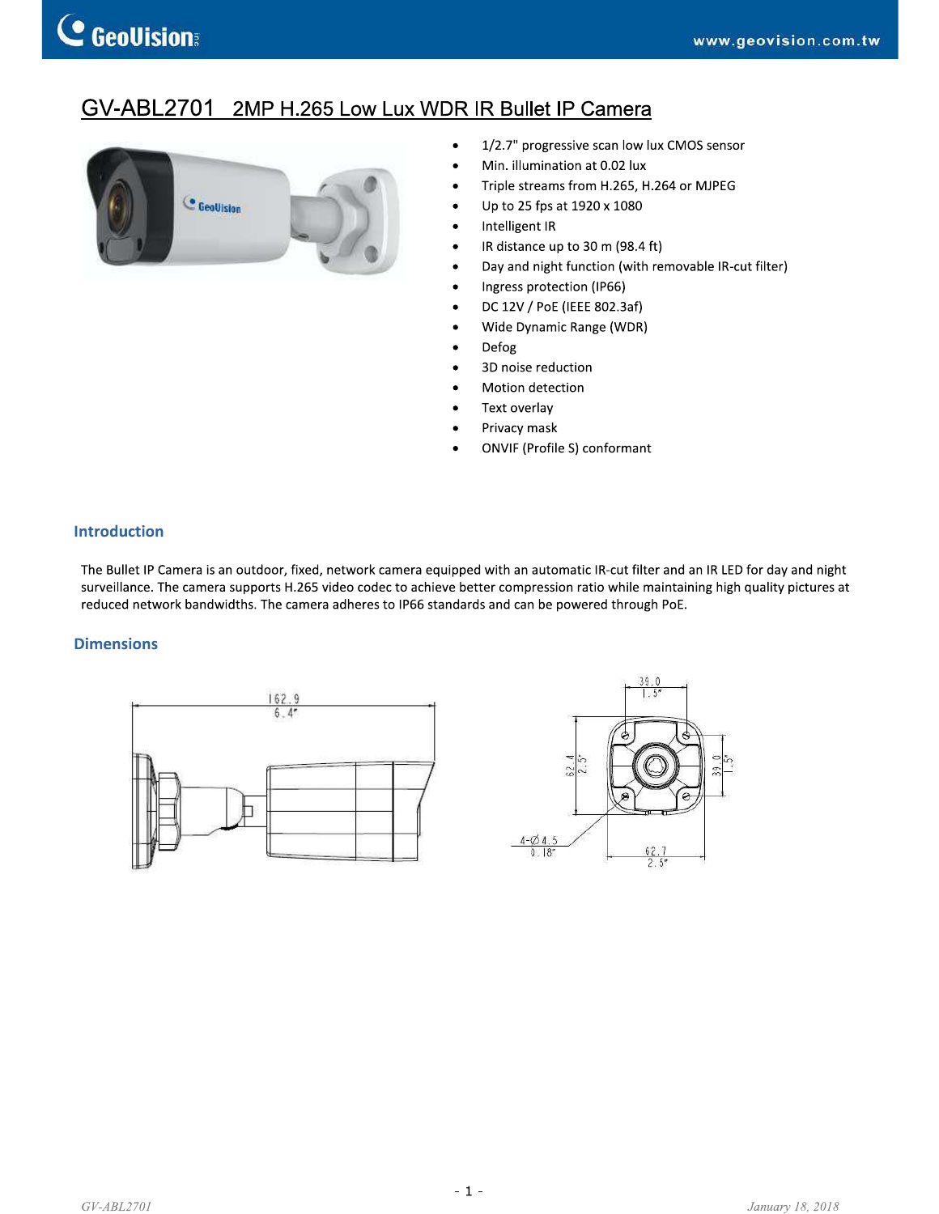# GV-ABL2701 2MP H.265 Low Lux WDR IR Bullet IP Camera

- 1/2.7" progressive scan low lux CMOS sensor
- Min. illumination at 0.02 lux
- Triple streams from H.265, H.264 or MJPEG
- Up to 25 fps at 1920 x 1080
- Intelligent IR
- IR distance up to 30 m (98.4 ft)
- Day and night function (with removable IR-cut filter)
- Ingress protection (IP66)
- DC 12V / PoE (IEEE 802.3af)
- Wide Dynamic Range (WDR)
- Defog
- 3D noise reduction
- Motion detection
- Text overlay
- Privacy mask
- ONVIF (Profile S) conformant

## Introduction

The Bullet IP Camera is an outdoor, fixed, network camera equipped with an automatic IR-cut filter and an IR LED for day and night surveillance. The camera supports H.265 video codec to achieve better compression ratio while maintaining high quality pictures at reduced network bandwidths. The camera adheres to IP66 standards and can be powered through PoE.

## Dimensions

162.9
6.4"

39.0
1.5"

62.4
2.5"

39.0
1.5"

4-Ø4.5
0.18"

62.7
2.5"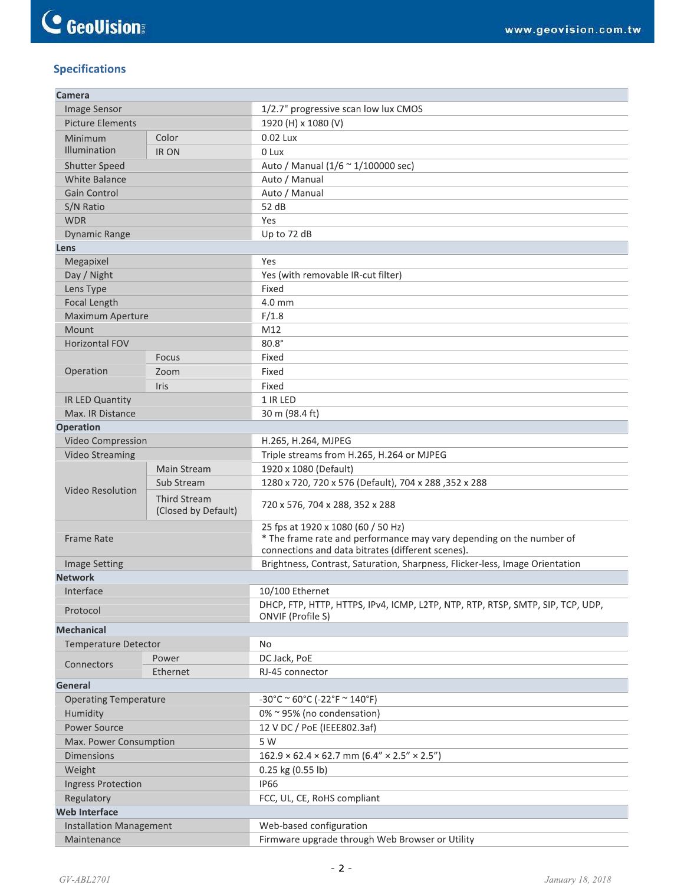## Specifications

| | | |
|---|---|---|
| **Camera** | | |
| Image Sensor | | 1/2.7" progressive scan low lux CMOS |
| Picture Elements | | 1920 (H) x 1080 (V) |
| Minimum Illumination | Color | 0.02 Lux |
| | IR ON | 0 Lux |
| Shutter Speed | | Auto / Manual (1/6 ~ 1/100000 sec) |
| White Balance | | Auto / Manual |
| Gain Control | | Auto / Manual |
| S/N Ratio | | 52 dB |
| WDR | | Yes |
| Dynamic Range | | Up to 72 dB |
| **Lens** | | |
| Megapixel | | Yes |
| Day / Night | | Yes (with removable IR-cut filter) |
| Lens Type | | Fixed |
| Focal Length | | 4.0 mm |
| Maximum Aperture | | F/1.8 |
| Mount | | M12 |
| Horizontal FOV | | 80.8° |
| Operation | Focus | Fixed |
| | Zoom | Fixed |
| | Iris | Fixed |
| IR LED Quantity | | 1 IR LED |
| Max. IR Distance | | 30 m (98.4 ft) |
| **Operation** | | |
| Video Compression | | H.265, H.264, MJPEG |
| Video Streaming | | Triple streams from H.265, H.264 or MJPEG |
| Video Resolution | Main Stream | 1920 x 1080 (Default) |
| | Sub Stream | 1280 x 720, 720 x 576 (Default), 704 x 288 ,352 x 288 |
| | Third Stream (Closed by Default) | 720 x 576, 704 x 288, 352 x 288 |
| Frame Rate | | 25 fps at 1920 x 1080 (60 / 50 Hz)<br>* The frame rate and performance may vary depending on the number of connections and data bitrates (different scenes). |
| Image Setting | | Brightness, Contrast, Saturation, Sharpness, Flicker-less, Image Orientation |
| **Network** | | |
| Interface | | 10/100 Ethernet |
| Protocol | | DHCP, FTP, HTTP, HTTPS, IPv4, ICMP, L2TP, NTP, RTP, RTSP, SMTP, SIP, TCP, UDP, ONVIF (Profile S) |
| **Mechanical** | | |
| Temperature Detector | | No |
| Connectors | Power | DC Jack, PoE |
| | Ethernet | RJ-45 connector |
| **General** | | |
| Operating Temperature | | -30°C ~ 60°C (-22°F ~ 140°F) |
| Humidity | | 0% ~ 95% (no condensation) |
| Power Source | | 12 V DC / PoE (IEEE802.3af) |
| Max. Power Consumption | | 5 W |
| Dimensions | | 162.9 × 62.4 × 62.7 mm (6.4” × 2.5” × 2.5”) |
| Weight | | 0.25 kg (0.55 lb) |
| Ingress Protection | | IP66 |
| Regulatory | | FCC, UL, CE, RoHS compliant |
| **Web Interface** | | |
| Installation Management | | Web-based configuration |
| Maintenance | | Firmware upgrade through Web Browser or Utility |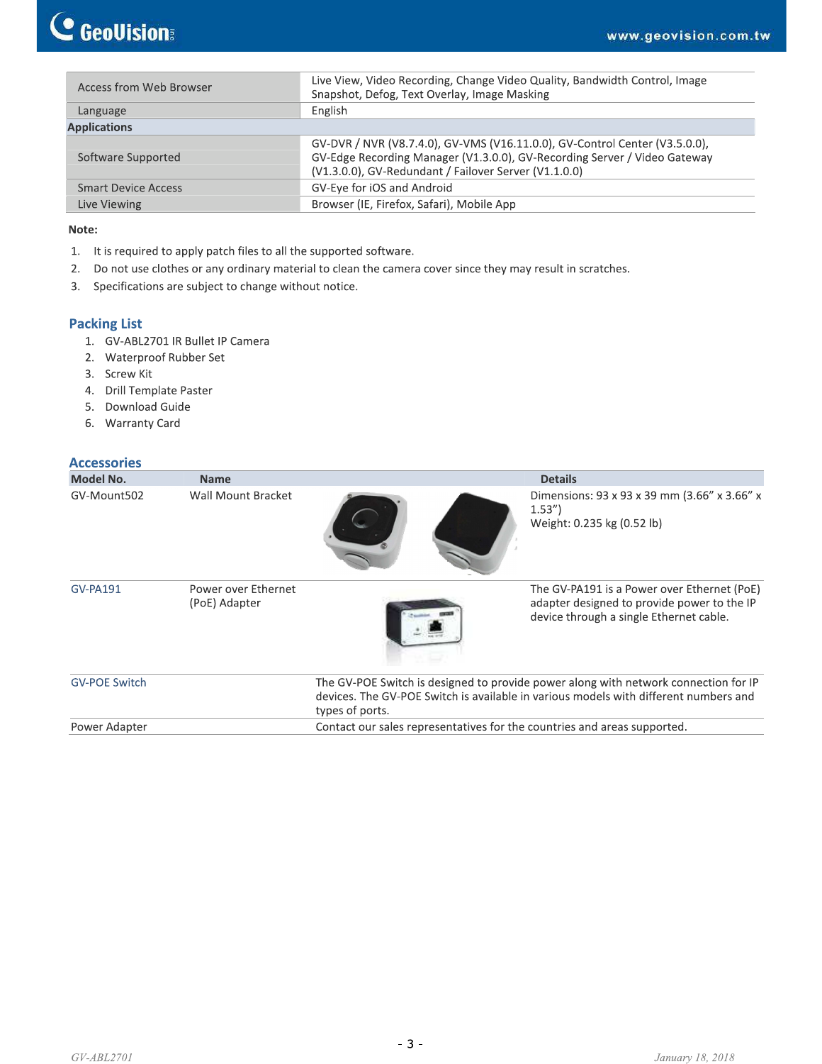| | |
|---|---|
| Access from Web Browser | Live View, Video Recording, Change Video Quality, Bandwidth Control, Image Snapshot, Defog, Text Overlay, Image Masking |
| Language | English |
| **Applications** | |
| Software Supported | GV-DVR / NVR (V8.7.4.0), GV-VMS (V16.11.0.0), GV-Control Center (V3.5.0.0), GV-Edge Recording Manager (V1.3.0.0), GV-Recording Server / Video Gateway (V1.3.0.0), GV-Redundant / Failover Server (V1.1.0.0) |
| Smart Device Access | GV-Eye for iOS and Android |
| Live Viewing | Browser (IE, Firefox, Safari), Mobile App |

**Note:**

1. It is required to apply patch files to all the supported software.
2. Do not use clothes or any ordinary material to clean the camera cover since they may result in scratches.
3. Specifications are subject to change without notice.

## Packing List

1. GV-ABL2701 IR Bullet IP Camera
2. Waterproof Rubber Set
3. Screw Kit
4. Drill Template Paster
5. Download Guide
6. Warranty Card

## Accessories

| Model No. | Name | Details |
|---|---|---|
| GV-Mount502 | Wall Mount Bracket | Dimensions: 93 x 93 x 39 mm (3.66" x 3.66" x 1.53")<br>Weight: 0.235 kg (0.52 lb) |
| GV-PA191 | Power over Ethernet (PoE) Adapter | The GV-PA191 is a Power over Ethernet (PoE) adapter designed to provide power to the IP device through a single Ethernet cable. |
| GV-POE Switch | | The GV-POE Switch is designed to provide power along with network connection for IP devices. The GV-POE Switch is available in various models with different numbers and types of ports. |
| Power Adapter | | Contact our sales representatives for the countries and areas supported. |